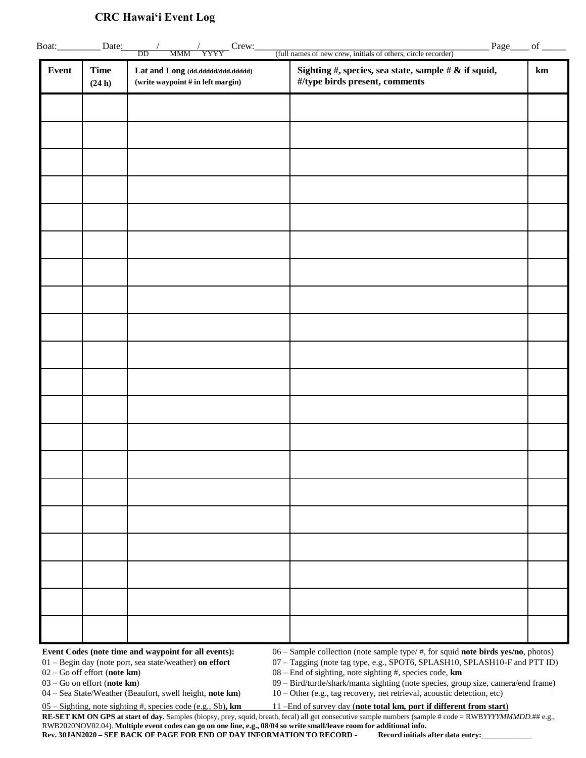# CRC Hawaiʻi Event Log

Boat:_________ Date:_______/_______/______ Crew:_______________________________________________ Page____ of _____
DD MMM YYYY (full names of new crew, initials of others, circle recorder)

| Event | Time (24 h) | Lat and Long (dd.ddddd/ddd.ddddd) (write waypoint # in left margin) | Sighting #, species, sea state, sample # & if squid, #/type birds present, comments | km |
|---|---|---|---|---|
| | | | | |
| | | | | |
| | | | | |
| | | | | |
| | | | | |
| | | | | |
| | | | | |
| | | | | |
| | | | | |
| | | | | |
| | | | | |
| | | | | |
| | | | | |
| | | | | |
| | | | | |
| | | | | |
| | | | | |
| | | | | |
| | | | | |
| | | | | |

**Event Codes (note time and waypoint for all events):**

01 – Begin day (note port, sea state/weather) **on effort**
02 – Go off effort (**note km**)
03 – Go on effort (**note km**)
04 – Sea State/Weather (Beaufort, swell height, **note km**)
05 – Sighting, note sighting #, species code (e.g., Sb)**, km**
06 – Sample collection (note sample type/ #, for squid **note birds yes/no**, photos)
07 – Tagging (note tag type, e.g., SPOT6, SPLASH10, SPLASH10-F and PTT ID)
08 – End of sighting, note sighting #, species code, **km**
09 – Bird/turtle/shark/manta sighting (note species, group size, camera/end frame)
10 – Other (e.g., tag recovery, net retrieval, acoustic detection, etc)
11 –End of survey day (**note total km, port if different from start**)

**RE-SET KM ON GPS at start of day.** Samples (biopsy, prey, squid, breath, fecal) all get consecutive sample numbers (sample # code = RWB*YYYYMMMDD*.## e.g., RWB2020NOV02.04). **Multiple event codes can go on one line, e.g., 08/04 so write small/leave room for additional info.**

**Rev. 30JAN2020 – SEE BACK OF PAGE FOR END OF DAY INFORMATION TO RECORD - Record initials after data entry:_____________**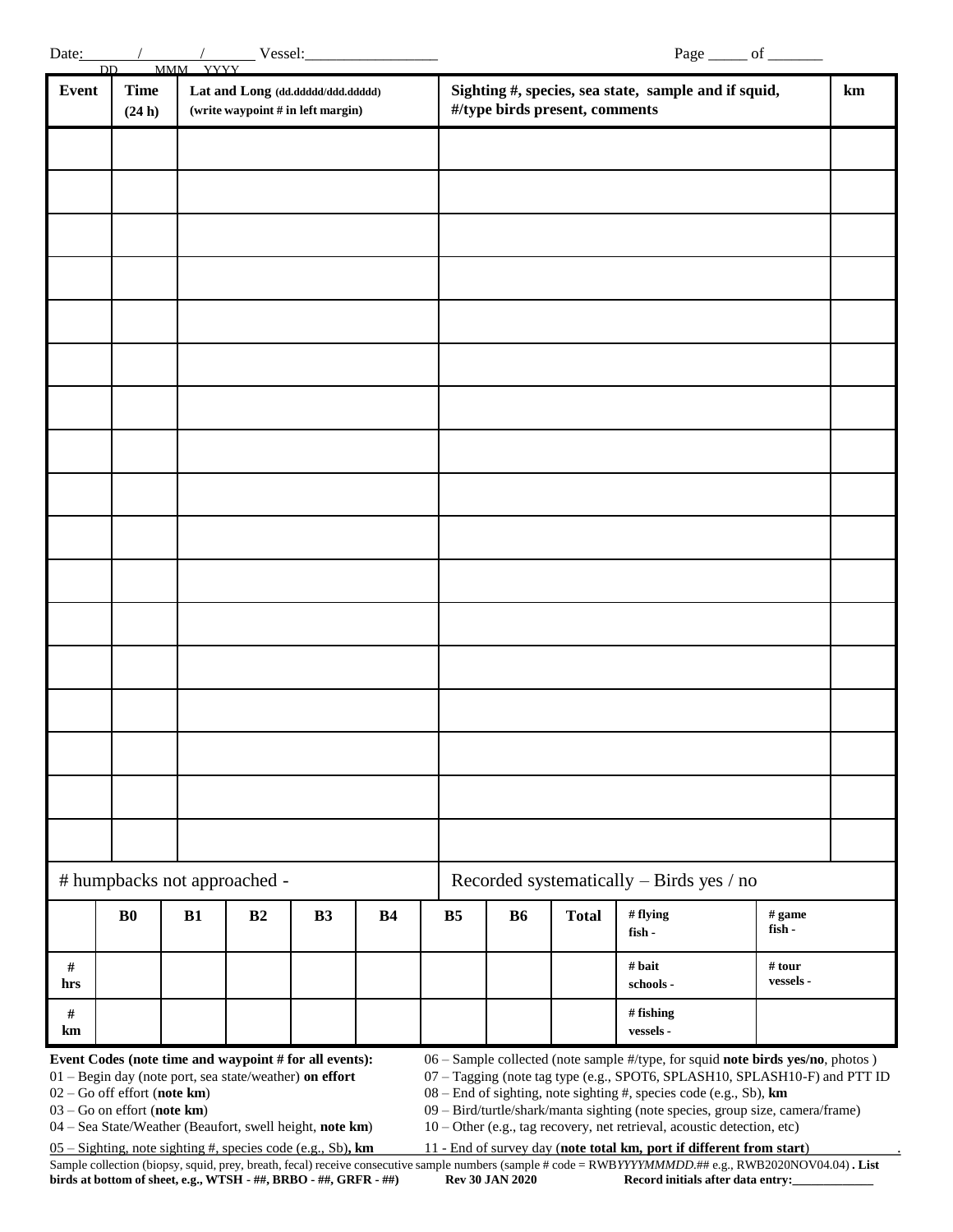Date: ______ / ______ / ______ Vessel: _________________ Page _____ of _______

DD MMM YYYY

| Event | Time (24 h) | Lat and Long (dd.ddddd/ddd.ddddd) (write waypoint # in left margin) | Sighting #, species, sea state, sample and if squid, #/type birds present, comments | km |
|---|---|---|---|---|
| | | | | |
| | | | | |
| | | | | |
| | | | | |
| | | | | |
| | | | | |
| | | | | |
| | | | | |
| | | | | |
| | | | | |
| | | | | |
| | | | | |
| | | | | |
| | | | | |
| | | | | |
| | | | | |
| | | | | |

# humpbacks not approached - Recorded systematically – Birds yes / no

| | B0 | B1 | B2 | B3 | B4 | B5 | B6 | Total | # flying fish - | # game fish - |
|---|---|---|---|---|---|---|---|---|---|---|
| # hrs | | | | | | | | | # bait schools - | # tour vessels - |
| # km | | | | | | | | | # fishing vessels - | |

**Event Codes (note time and waypoint # for all events):**

01 – Begin day (note port, sea state/weather) **on effort**

02 – Go off effort (**note km**)

03 – Go on effort (**note km**)

04 – Sea State/Weather (Beaufort, swell height, **note km**)

05 – Sighting, note sighting #, species code (e.g., Sb)**, km**

06 – Sample collected (note sample #/type, for squid **note birds yes/no**, photos )

07 – Tagging (note tag type (e.g., SPOT6, SPLASH10, SPLASH10-F) and PTT ID

08 – End of sighting, note sighting #, species code (e.g., Sb), **km**

09 – Bird/turtle/shark/manta sighting (note species, group size, camera/frame)

10 – Other (e.g., tag recovery, net retrieval, acoustic detection, etc)

11 - End of survey day (**note total km, port if different from start**)

Sample collection (biopsy, squid, prey, breath, fecal) receive consecutive sample numbers (sample # code = RWB*YYYYMMMDD*.## e.g., RWB2020NOV04.04) **. List birds at bottom of sheet, e.g., WTSH - ##, BRBO - ##, GRFR - ##)** **Rev 30 JAN 2020** **Record initials after data entry:_____________**